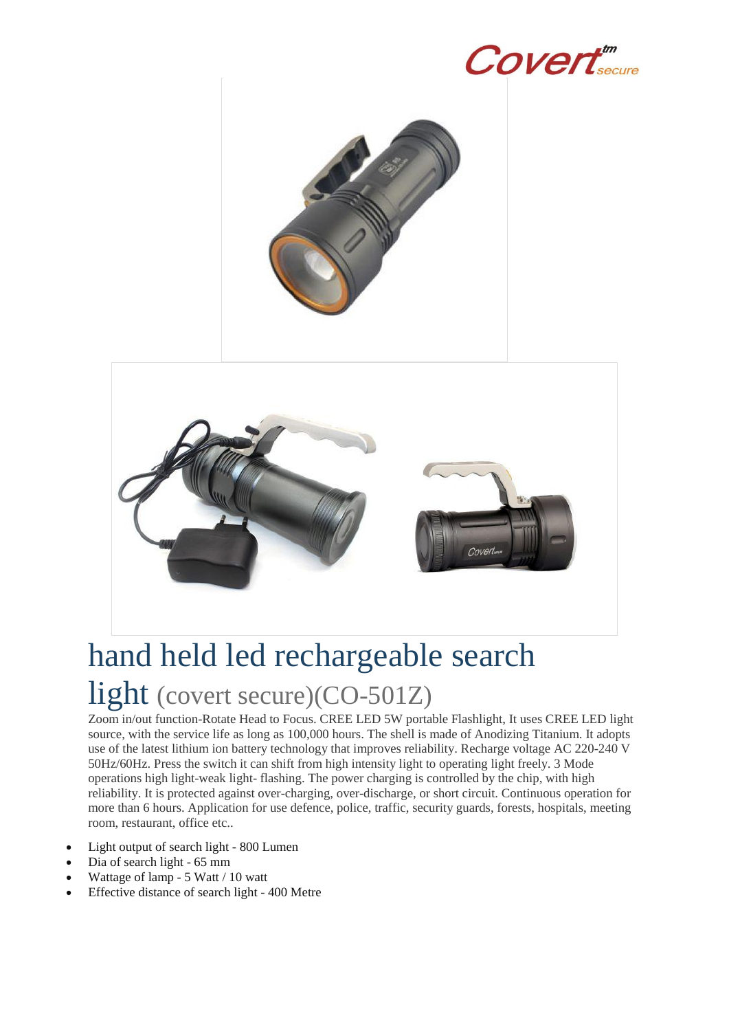# hand held led rechargeable search light (covert secure)(CO-501Z)

Zoom in/out function-Rotate Head to Focus. CREE LED 5W portable Flashlight, It uses CREE LED light source, with the service life as long as 100,000 hours. The shell is made of Anodizing Titanium. It adopts use of the latest lithium ion battery technology that improves reliability. Recharge voltage AC 220-240 V 50Hz/60Hz. Press the switch it can shift from high intensity light to operating light freely. 3 Mode operations high light-weak light- flashing. The power charging is controlled by the chip, with high reliability. It is protected against over-charging, over-discharge, or short circuit. Continuous operation for more than 6 hours. Application for use defence, police, traffic, security guards, forests, hospitals, meeting room, restaurant, office etc..

- Light output of search light - 800 Lumen
- Dia of search light - 65 mm
- Wattage of lamp - 5 Watt / 10 watt
- Effective distance of search light - 400 Metre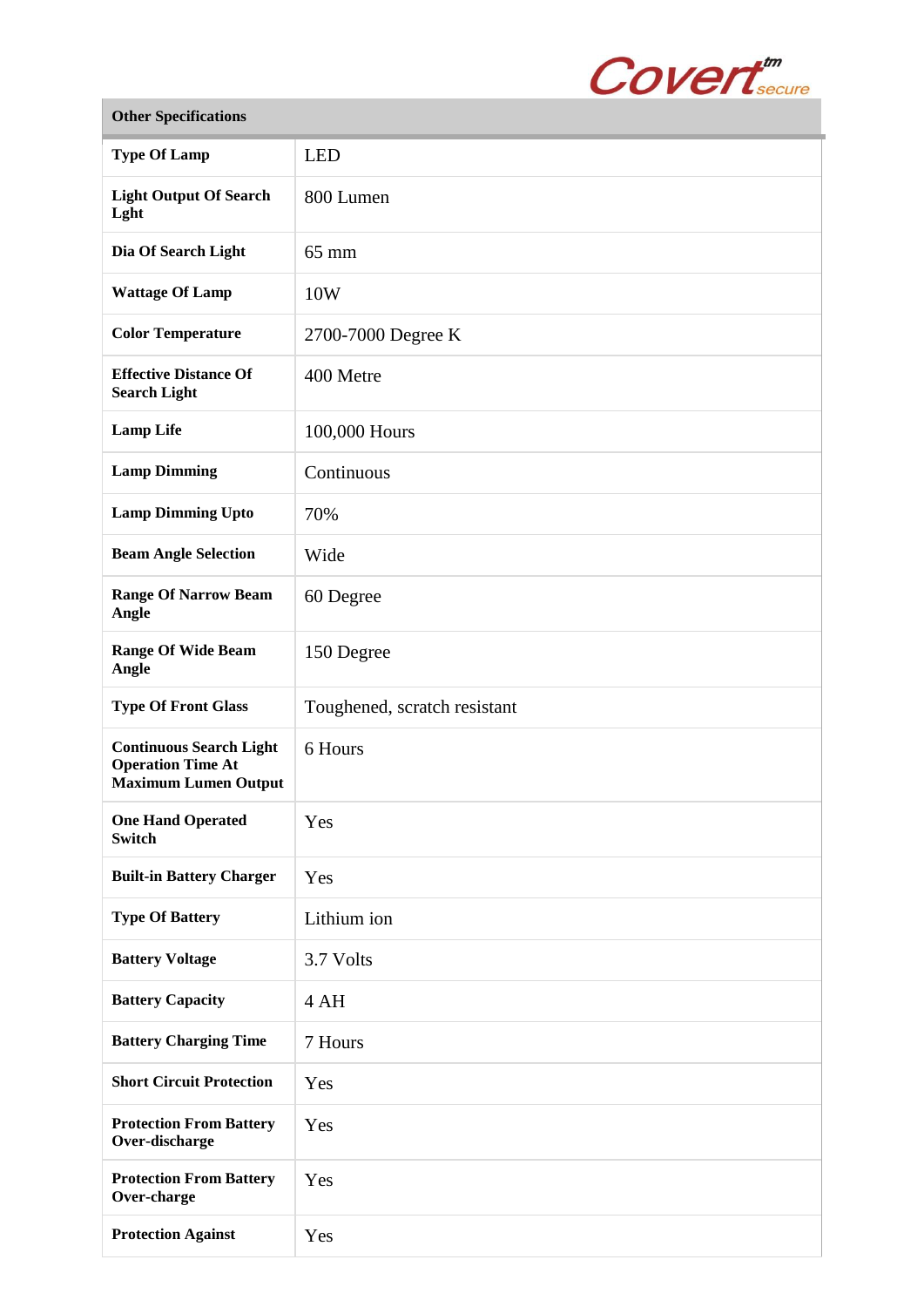| Other Specifications | |
|---|---|
| **Type Of Lamp** | LED |
| **Light Output Of Search Lght** | 800 Lumen |
| **Dia Of Search Light** | 65 mm |
| **Wattage Of Lamp** | 10W |
| **Color Temperature** | 2700-7000 Degree K |
| **Effective Distance Of Search Light** | 400 Metre |
| **Lamp Life** | 100,000 Hours |
| **Lamp Dimming** | Continuous |
| **Lamp Dimming Upto** | 70% |
| **Beam Angle Selection** | Wide |
| **Range Of Narrow Beam Angle** | 60 Degree |
| **Range Of Wide Beam Angle** | 150 Degree |
| **Type Of Front Glass** | Toughened, scratch resistant |
| **Continuous Search Light Operation Time At Maximum Lumen Output** | 6 Hours |
| **One Hand Operated Switch** | Yes |
| **Built-in Battery Charger** | Yes |
| **Type Of Battery** | Lithium ion |
| **Battery Voltage** | 3.7 Volts |
| **Battery Capacity** | 4 AH |
| **Battery Charging Time** | 7 Hours |
| **Short Circuit Protection** | Yes |
| **Protection From Battery Over-discharge** | Yes |
| **Protection From Battery Over-charge** | Yes |
| **Protection Against** | Yes |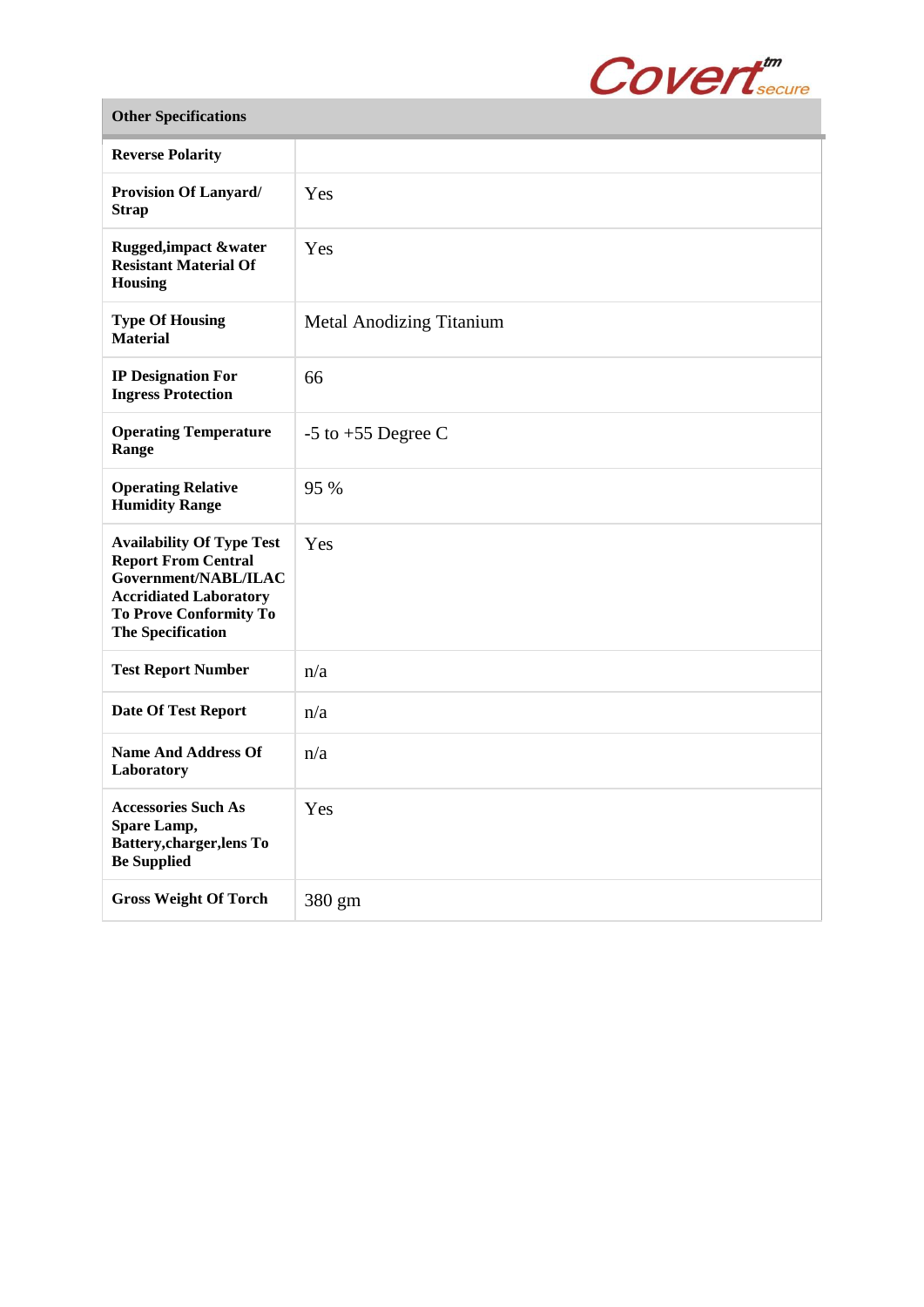| Other Specifications | |
|---|---|
| **Reverse Polarity** | |
| **Provision Of Lanyard/ Strap** | Yes |
| **Rugged,impact &water Resistant Material Of Housing** | Yes |
| **Type Of Housing Material** | Metal Anodizing Titanium |
| **IP Designation For Ingress Protection** | 66 |
| **Operating Temperature Range** | -5 to +55 Degree C |
| **Operating Relative Humidity Range** | 95 % |
| **Availability Of Type Test Report From Central Government/NABL/ILAC Accridiated Laboratory To Prove Conformity To The Specification** | Yes |
| **Test Report Number** | n/a |
| **Date Of Test Report** | n/a |
| **Name And Address Of Laboratory** | n/a |
| **Accessories Such As Spare Lamp, Battery,charger,lens To Be Supplied** | Yes |
| **Gross Weight Of Torch** | 380 gm |